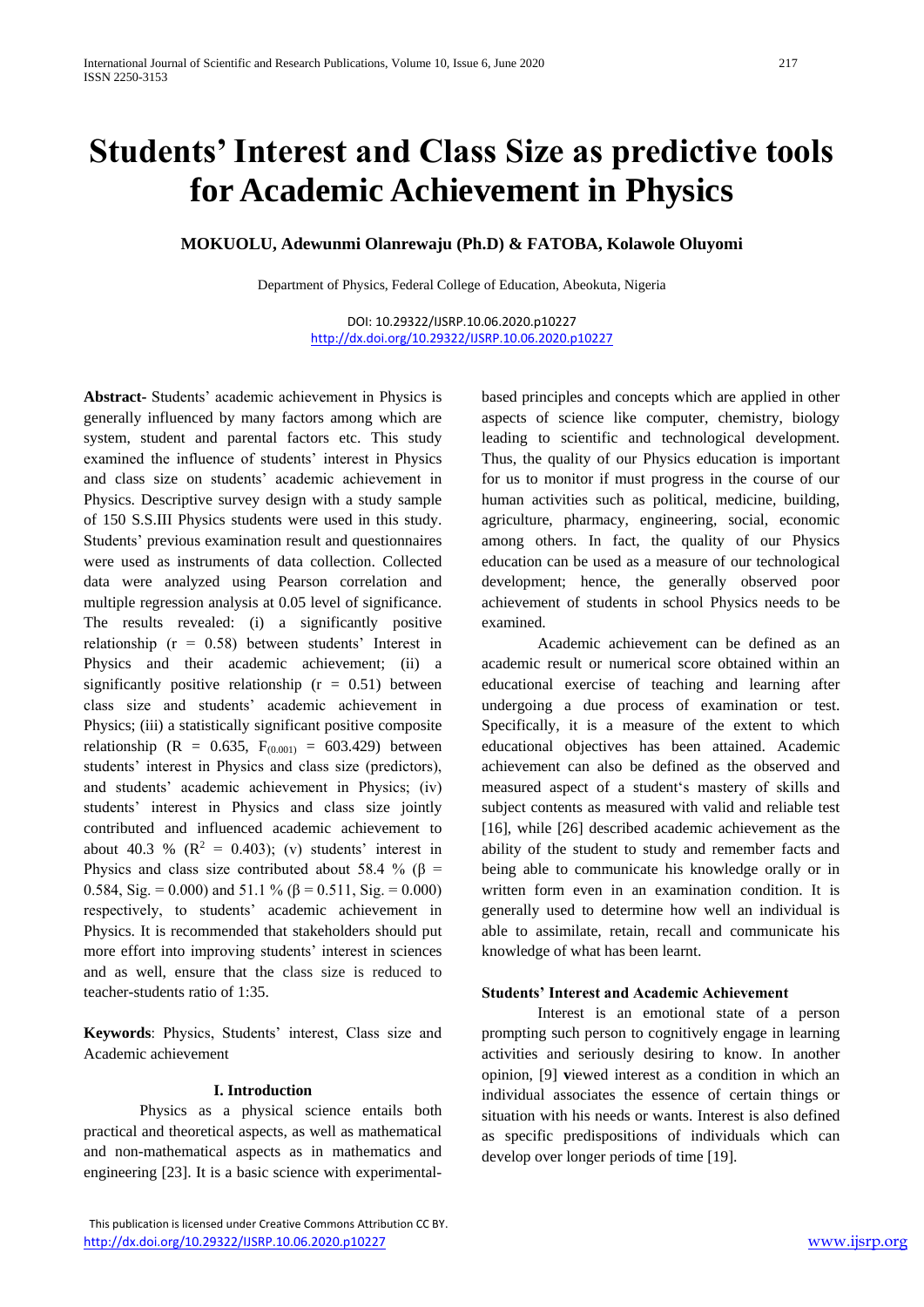# Students' Interest and Class Size as predictive tools for Academic Achievement in Physics

**MOKUOLU, Adewunmi Olanrewaju (Ph.D) & FATOBA, Kolawole Oluyomi**

Department of Physics, Federal College of Education, Abeokuta, Nigeria

DOI: 10.29322/IJSRP.10.06.2020.p10227
http://dx.doi.org/10.29322/IJSRP.10.06.2020.p10227

**Abstract-** Students' academic achievement in Physics is generally influenced by many factors among which are system, student and parental factors etc. This study examined the influence of students' interest in Physics and class size on students' academic achievement in Physics. Descriptive survey design with a study sample of 150 S.S.III Physics students were used in this study. Students' previous examination result and questionnaires were used as instruments of data collection. Collected data were analyzed using Pearson correlation and multiple regression analysis at 0.05 level of significance. The results revealed: (i) a significantly positive relationship ($r = 0.58$) between students' Interest in Physics and their academic achievement; (ii) a significantly positive relationship ($r = 0.51$) between class size and students' academic achievement in Physics; (iii) a statistically significant positive composite relationship ($R = 0.635$, $F_{(0.001)} = 603.429$) between students' interest in Physics and class size (predictors), and students' academic achievement in Physics; (iv) students' interest in Physics and class size jointly contributed and influenced academic achievement to about 40.3 % ($R^2 = 0.403$); (v) students' interest in Physics and class size contributed about 58.4 % ($\beta = 0.584$, Sig. = 0.000) and 51.1 % ($\beta = 0.511$, Sig. = 0.000) respectively, to students' academic achievement in Physics. It is recommended that stakeholders should put more effort into improving students' interest in sciences and as well, ensure that the class size is reduced to teacher-students ratio of 1:35.

**Keywords**: Physics, Students' interest, Class size and Academic achievement

## I. Introduction

Physics as a physical science entails both practical and theoretical aspects, as well as mathematical and non-mathematical aspects as in mathematics and engineering [23]. It is a basic science with experimental-based principles and concepts which are applied in other aspects of science like computer, chemistry, biology leading to scientific and technological development. Thus, the quality of our Physics education is important for us to monitor if must progress in the course of our human activities such as political, medicine, building, agriculture, pharmacy, engineering, social, economic among others. In fact, the quality of our Physics education can be used as a measure of our technological development; hence, the generally observed poor achievement of students in school Physics needs to be examined.

Academic achievement can be defined as an academic result or numerical score obtained within an educational exercise of teaching and learning after undergoing a due process of examination or test. Specifically, it is a measure of the extent to which educational objectives has been attained. Academic achievement can also be defined as the observed and measured aspect of a student's mastery of skills and subject contents as measured with valid and reliable test [16], while [26] described academic achievement as the ability of the student to study and remember facts and being able to communicate his knowledge orally or in written form even in an examination condition. It is generally used to determine how well an individual is able to assimilate, retain, recall and communicate his knowledge of what has been learnt.

### Students' Interest and Academic Achievement

Interest is an emotional state of a person prompting such person to cognitively engage in learning activities and seriously desiring to know. In another opinion, [9] **v**iewed interest as a condition in which an individual associates the essence of certain things or situation with his needs or wants. Interest is also defined as specific predispositions of individuals which can develop over longer periods of time [19].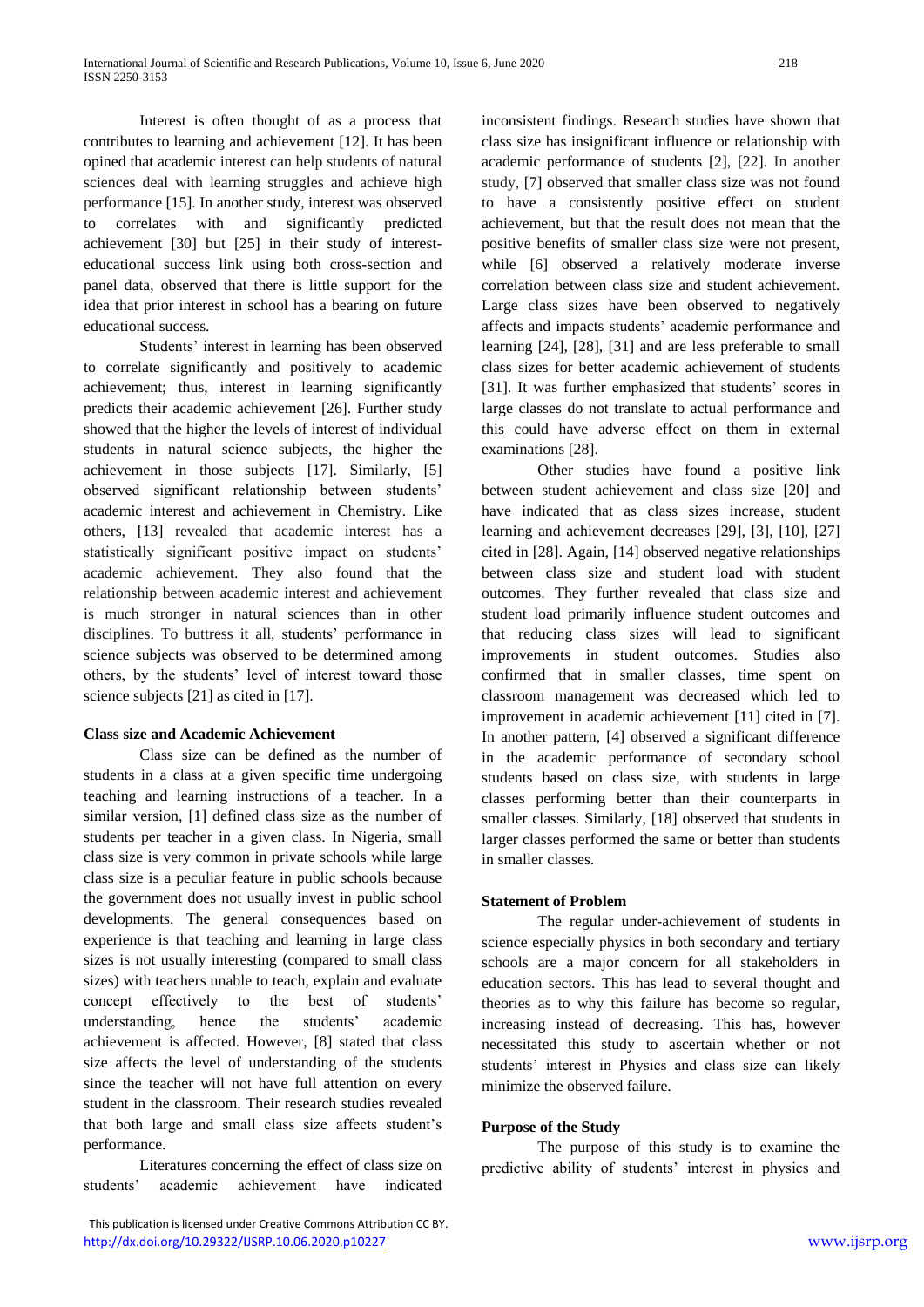Interest is often thought of as a process that contributes to learning and achievement [12]. It has been opined that academic interest can help students of natural sciences deal with learning struggles and achieve high performance [15]. In another study, interest was observed to correlates with and significantly predicted achievement [30] but [25] in their study of interest-educational success link using both cross-section and panel data, observed that there is little support for the idea that prior interest in school has a bearing on future educational success.

Students' interest in learning has been observed to correlate significantly and positively to academic achievement; thus, interest in learning significantly predicts their academic achievement [26]. Further study showed that the higher the levels of interest of individual students in natural science subjects, the higher the achievement in those subjects [17]. Similarly, [5] observed significant relationship between students' academic interest and achievement in Chemistry. Like others, [13] revealed that academic interest has a statistically significant positive impact on students' academic achievement. They also found that the relationship between academic interest and achievement is much stronger in natural sciences than in other disciplines. To buttress it all, students' performance in science subjects was observed to be determined among others, by the students' level of interest toward those science subjects [21] as cited in [17].

**Class size and Academic Achievement**

Class size can be defined as the number of students in a class at a given specific time undergoing teaching and learning instructions of a teacher. In a similar version, [1] defined class size as the number of students per teacher in a given class. In Nigeria, small class size is very common in private schools while large class size is a peculiar feature in public schools because the government does not usually invest in public school developments. The general consequences based on experience is that teaching and learning in large class sizes is not usually interesting (compared to small class sizes) with teachers unable to teach, explain and evaluate concept effectively to the best of students' understanding, hence the students' academic achievement is affected. However, [8] stated that class size affects the level of understanding of the students since the teacher will not have full attention on every student in the classroom. Their research studies revealed that both large and small class size affects student's performance.

Literatures concerning the effect of class size on students' academic achievement have indicated inconsistent findings. Research studies have shown that class size has insignificant influence or relationship with academic performance of students [2], [22]. In another study, [7] observed that smaller class size was not found to have a consistently positive effect on student achievement, but that the result does not mean that the positive benefits of smaller class size were not present, while [6] observed a relatively moderate inverse correlation between class size and student achievement. Large class sizes have been observed to negatively affects and impacts students' academic performance and learning [24], [28], [31] and are less preferable to small class sizes for better academic achievement of students [31]. It was further emphasized that students' scores in large classes do not translate to actual performance and this could have adverse effect on them in external examinations [28].

Other studies have found a positive link between student achievement and class size [20] and have indicated that as class sizes increase, student learning and achievement decreases [29], [3], [10], [27] cited in [28]. Again, [14] observed negative relationships between class size and student load with student outcomes. They further revealed that class size and student load primarily influence student outcomes and that reducing class sizes will lead to significant improvements in student outcomes. Studies also confirmed that in smaller classes, time spent on classroom management was decreased which led to improvement in academic achievement [11] cited in [7]. In another pattern, [4] observed a significant difference in the academic performance of secondary school students based on class size, with students in large classes performing better than their counterparts in smaller classes. Similarly, [18] observed that students in larger classes performed the same or better than students in smaller classes.

**Statement of Problem**

The regular under-achievement of students in science especially physics in both secondary and tertiary schools are a major concern for all stakeholders in education sectors. This has lead to several thought and theories as to why this failure has become so regular, increasing instead of decreasing. This has, however necessitated this study to ascertain whether or not students' interest in Physics and class size can likely minimize the observed failure.

**Purpose of the Study**

The purpose of this study is to examine the predictive ability of students' interest in physics and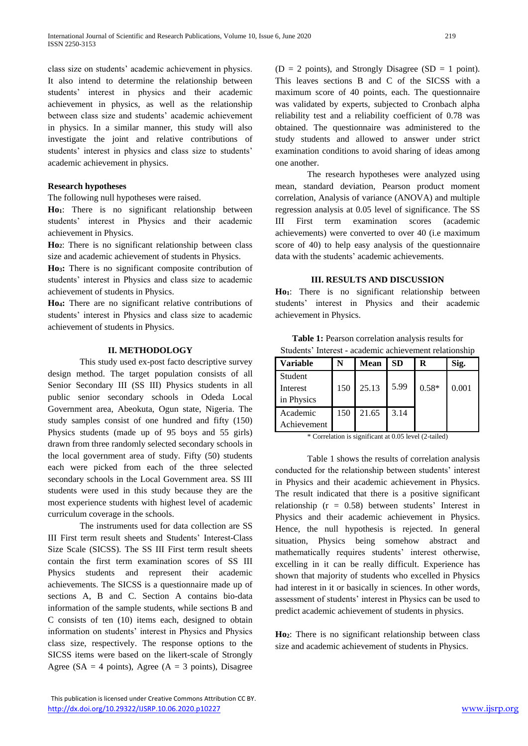class size on students' academic achievement in physics. It also intend to determine the relationship between students' interest in physics and their academic achievement in physics, as well as the relationship between class size and students' academic achievement in physics. In a similar manner, this study will also investigate the joint and relative contributions of students' interest in physics and class size to students' academic achievement in physics.

### Research hypotheses

The following null hypotheses were raised.

**$Ho_1$**: There is no significant relationship between students' interest in Physics and their academic achievement in Physics.

**$Ho_2$**: There is no significant relationship between class size and academic achievement of students in Physics.

**$Ho_3$:** There is no significant composite contribution of students' interest in Physics and class size to academic achievement of students in Physics.

**$Ho_4$:** There are no significant relative contributions of students' interest in Physics and class size to academic achievement of students in Physics.

## II. METHODOLOGY

This study used ex-post facto descriptive survey design method. The target population consists of all Senior Secondary III (SS III) Physics students in all public senior secondary schools in Odeda Local Government area, Abeokuta, Ogun state, Nigeria. The study samples consist of one hundred and fifty (150) Physics students (made up of 95 boys and 55 girls) drawn from three randomly selected secondary schools in the local government area of study. Fifty (50) students each were picked from each of the three selected secondary schools in the Local Government area. SS III students were used in this study because they are the most experience students with highest level of academic curriculum coverage in the schools.

The instruments used for data collection are SS III First term result sheets and Students' Interest-Class Size Scale (SICSS). The SS III First term result sheets contain the first term examination scores of SS III Physics students and represent their academic achievements. The SICSS is a questionnaire made up of sections A, B and C. Section A contains bio-data information of the sample students, while sections B and C consists of ten (10) items each, designed to obtain information on students' interest in Physics and Physics class size, respectively. The response options to the SICSS items were based on the likert-scale of Strongly Agree (SA = 4 points), Agree (A = 3 points), Disagree (D = 2 points), and Strongly Disagree (SD = 1 point). This leaves sections B and C of the SICSS with a maximum score of 40 points, each. The questionnaire was validated by experts, subjected to Cronbach alpha reliability test and a reliability coefficient of 0.78 was obtained. The questionnaire was administered to the study students and allowed to answer under strict examination conditions to avoid sharing of ideas among one another.

The research hypotheses were analyzed using mean, standard deviation, Pearson product moment correlation, Analysis of variance (ANOVA) and multiple regression analysis at 0.05 level of significance. The SS III First term examination scores (academic achievements) were converted to over 40 (i.e maximum score of 40) to help easy analysis of the questionnaire data with the students' academic achievements.

## III. RESULTS AND DISCUSSION

**$Ho_1$**: There is no significant relationship between students' interest in Physics and their academic achievement in Physics.

**Table 1:** Pearson correlation analysis results for Students' Interest - academic achievement relationship

| Variable | N | Mean | SD | R | Sig. |
|---|---|---|---|---|---|
| Student Interest in Physics | 150 | 25.13 | 5.99 | 0.58* | 0.001 |
| Academic Achievement | 150 | 21.65 | 3.14 | | |

* Correlation is significant at 0.05 level (2-tailed)

Table 1 shows the results of correlation analysis conducted for the relationship between students' interest in Physics and their academic achievement in Physics. The result indicated that there is a positive significant relationship ($r = 0.58$) between students' Interest in Physics and their academic achievement in Physics. Hence, the null hypothesis is rejected. In general situation, Physics being somehow abstract and mathematically requires students' interest otherwise, excelling in it can be really difficult. Experience has shown that majority of students who excelled in Physics had interest in it or basically in sciences. In other words, assessment of students' interest in Physics can be used to predict academic achievement of students in physics.

**$Ho_2$**: There is no significant relationship between class size and academic achievement of students in Physics.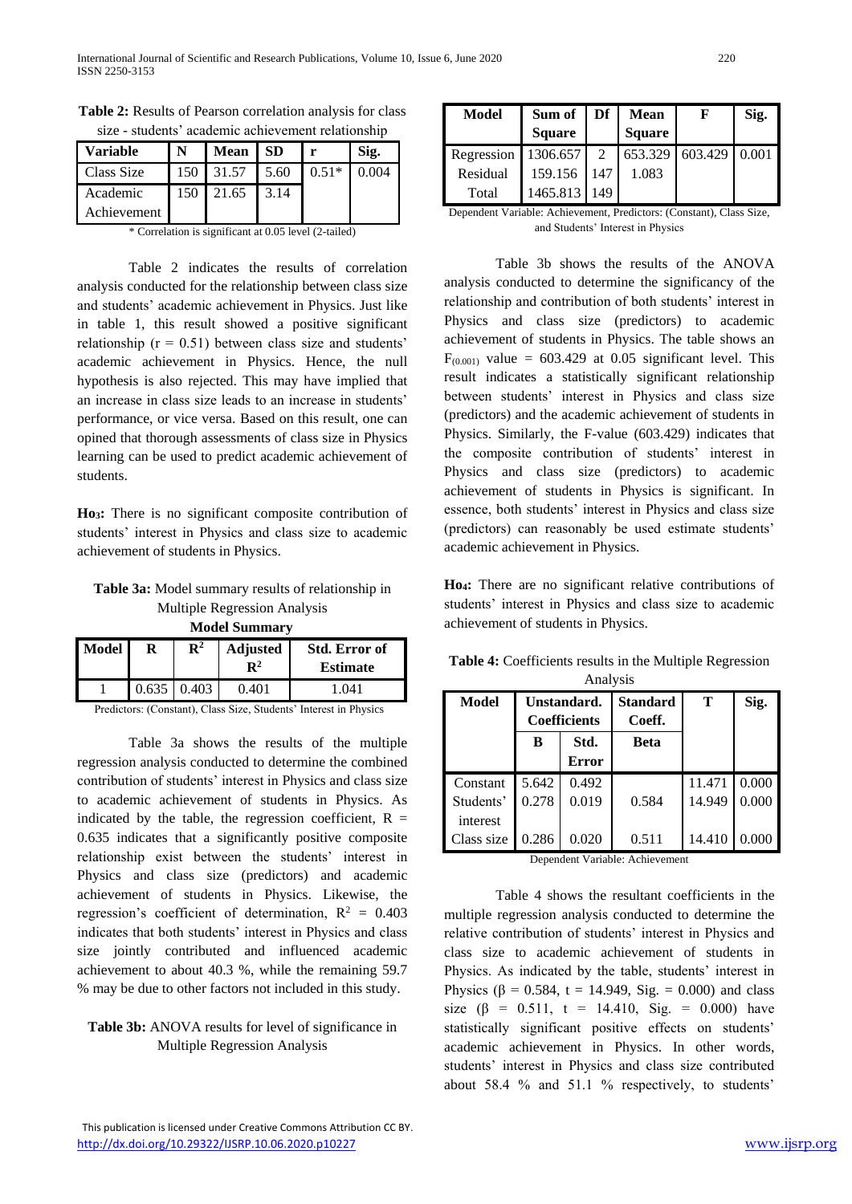**Table 2:** Results of Pearson correlation analysis for class size - students' academic achievement relationship

| Variable | N | Mean | SD | r | Sig. |
|---|---|---|---|---|---|
| Class Size | 150 | 31.57 | 5.60 | 0.51* | 0.004 |
| Academic Achievement | 150 | 21.65 | 3.14 | | |

\* Correlation is significant at 0.05 level (2-tailed)

Table 2 indicates the results of correlation analysis conducted for the relationship between class size and students' academic achievement in Physics. Just like in table 1, this result showed a positive significant relationship ($r = 0.51$) between class size and students' academic achievement in Physics. Hence, the null hypothesis is also rejected. This may have implied that an increase in class size leads to an increase in students' performance, or vice versa. Based on this result, one can opined that thorough assessments of class size in Physics learning can be used to predict academic achievement of students.

**$Ho_3$:** There is no significant composite contribution of students' interest in Physics and class size to academic achievement of students in Physics.

**Table 3a:** Model summary results of relationship in Multiple Regression Analysis

**Model Summary**

| Model | R | $R^2$ | Adjusted $R^2$ | Std. Error of Estimate |
|---|---|---|---|---|
| 1 | 0.635 | 0.403 | 0.401 | 1.041 |

Predictors: (Constant), Class Size, Students' Interest in Physics

Table 3a shows the results of the multiple regression analysis conducted to determine the combined contribution of students' interest in Physics and class size to academic achievement of students in Physics. As indicated by the table, the regression coefficient, $R = 0.635$ indicates that a significantly positive composite relationship exist between the students' interest in Physics and class size (predictors) and academic achievement of students in Physics. Likewise, the regression's coefficient of determination, $R^2 = 0.403$ indicates that both students' interest in Physics and class size jointly contributed and influenced academic achievement to about 40.3 %, while the remaining 59.7 % may be due to other factors not included in this study.

**Table 3b:** ANOVA results for level of significance in Multiple Regression Analysis

| Model | Sum of Square | Df | Mean Square | F | Sig. |
|---|---|---|---|---|---|
| Regression | 1306.657 | 2 | 653.329 | 603.429 | 0.001 |
| Residual | 159.156 | 147 | 1.083 | | |
| Total | 1465.813 | 149 | | | |

Dependent Variable: Achievement, Predictors: (Constant), Class Size, and Students' Interest in Physics

Table 3b shows the results of the ANOVA analysis conducted to determine the significancy of the relationship and contribution of both students' interest in Physics and class size (predictors) to academic achievement of students in Physics. The table shows an $F_{(0.001)}$ value $= 603.429$ at 0.05 significant level. This result indicates a statistically significant relationship between students' interest in Physics and class size (predictors) and the academic achievement of students in Physics. Similarly, the F-value (603.429) indicates that the composite contribution of students' interest in Physics and class size (predictors) to academic achievement of students in Physics is significant. In essence, both students' interest in Physics and class size (predictors) can reasonably be used estimate students' academic achievement in Physics.

**$Ho_4$:** There are no significant relative contributions of students' interest in Physics and class size to academic achievement of students in Physics.

**Table 4:** Coefficients results in the Multiple Regression Analysis

| Model | Unstandard. Coefficients | | Standard Coeff. | T | Sig. |
|---|---|---|---|---|---|
| | B | Std. Error | Beta | | |
| Constant | 5.642 | 0.492 | | 11.471 | 0.000 |
| Students' interest | 0.278 | 0.019 | 0.584 | 14.949 | 0.000 |
| Class size | 0.286 | 0.020 | 0.511 | 14.410 | 0.000 |

Dependent Variable: Achievement

Table 4 shows the resultant coefficients in the multiple regression analysis conducted to determine the relative contribution of students' interest in Physics and class size to academic achievement of students in Physics. As indicated by the table, students' interest in Physics ($\beta = 0.584$, $t = 14.949$, Sig. $= 0.000$) and class size ($\beta = 0.511$, $t = 14.410$, Sig. $= 0.000$) have statistically significant positive effects on students' academic achievement in Physics. In other words, students' interest in Physics and class size contributed about 58.4 % and 51.1 % respectively, to students'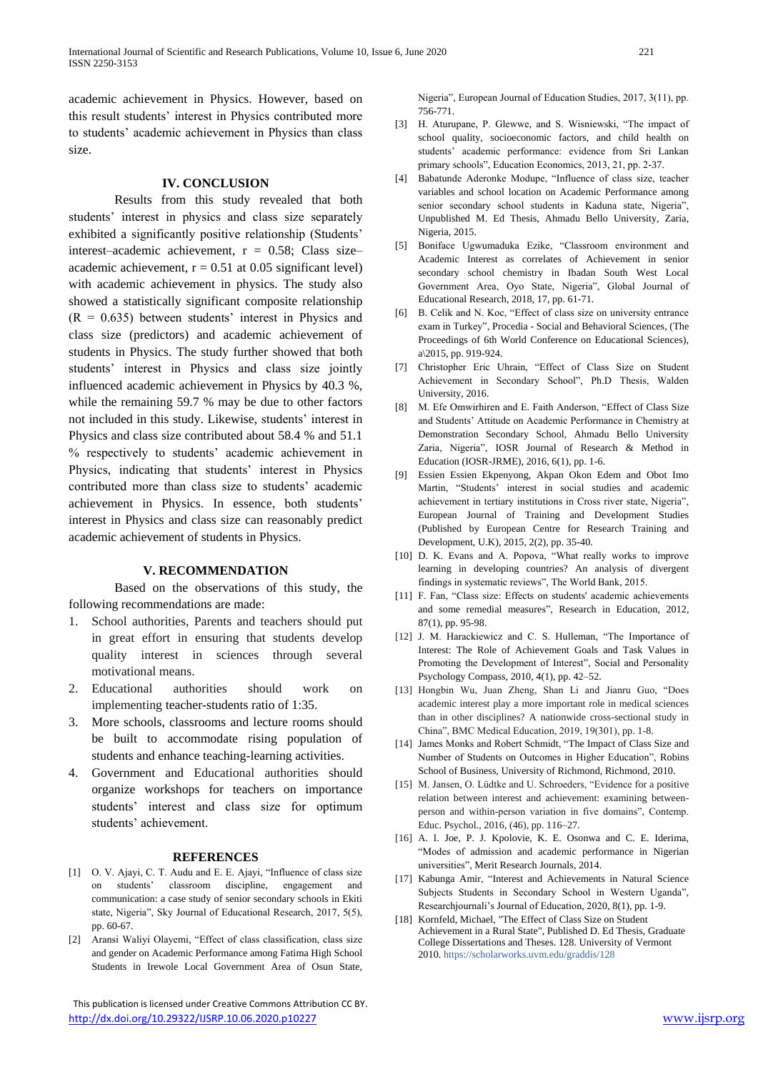academic achievement in Physics. However, based on this result students' interest in Physics contributed more to students' academic achievement in Physics than class size.

## IV. CONCLUSION

Results from this study revealed that both students' interest in physics and class size separately exhibited a significantly positive relationship (Students' interest–academic achievement, r = 0.58; Class size–academic achievement, r = 0.51 at 0.05 significant level) with academic achievement in physics. The study also showed a statistically significant composite relationship (R = 0.635) between students' interest in Physics and class size (predictors) and academic achievement of students in Physics. The study further showed that both students' interest in Physics and class size jointly influenced academic achievement in Physics by 40.3 %, while the remaining 59.7 % may be due to other factors not included in this study. Likewise, students' interest in Physics and class size contributed about 58.4 % and 51.1 % respectively to students' academic achievement in Physics, indicating that students' interest in Physics contributed more than class size to students' academic achievement in Physics. In essence, both students' interest in Physics and class size can reasonably predict academic achievement of students in Physics.

## V. RECOMMENDATION

Based on the observations of this study, the following recommendations are made:

1. School authorities, Parents and teachers should put in great effort in ensuring that students develop quality interest in sciences through several motivational means.
2. Educational authorities should work on implementing teacher-students ratio of 1:35.
3. More schools, classrooms and lecture rooms should be built to accommodate rising population of students and enhance teaching-learning activities.
4. Government and Educational authorities should organize workshops for teachers on importance students' interest and class size for optimum students' achievement.

## REFERENCES

[1] O. V. Ajayi, C. T. Audu and E. E. Ajayi, "Influence of class size on students' classroom discipline, engagement and communication: a case study of senior secondary schools in Ekiti state, Nigeria", Sky Journal of Educational Research, 2017, 5(5), pp. 60-67.

[2] Aransi Waliyi Olayemi, "Effect of class classification, class size and gender on Academic Performance among Fatima High School Students in Irewole Local Government Area of Osun State, Nigeria", European Journal of Education Studies, 2017, 3(11), pp. 756-771.

[3] H. Aturupane, P. Glewwe, and S. Wisniewski, "The impact of school quality, socioeconomic factors, and child health on students' academic performance: evidence from Sri Lankan primary schools", Education Economics, 2013, 21, pp. 2-37.

[4] Babatunde Aderonke Modupe, "Influence of class size, teacher variables and school location on Academic Performance among senior secondary school students in Kaduna state, Nigeria", Unpublished M. Ed Thesis, Ahmadu Bello University, Zaria, Nigeria, 2015.

[5] Boniface Ugwumaduka Ezike, "Classroom environment and Academic Interest as correlates of Achievement in senior secondary school chemistry in Ibadan South West Local Government Area, Oyo State, Nigeria", Global Journal of Educational Research, 2018, 17, pp. 61-71.

[6] B. Celik and N. Koc, "Effect of class size on university entrance exam in Turkey", Procedia - Social and Behavioral Sciences, (The Proceedings of 6th World Conference on Educational Sciences), a\2015, pp. 919-924.

[7] Christopher Eric Uhrain, "Effect of Class Size on Student Achievement in Secondary School", Ph.D Thesis, Walden University, 2016.

[8] M. Efe Omwirhiren and E. Faith Anderson, "Effect of Class Size and Students' Attitude on Academic Performance in Chemistry at Demonstration Secondary School, Ahmadu Bello University Zaria, Nigeria", IOSR Journal of Research & Method in Education (IOSR-JRME), 2016, 6(1), pp. 1-6.

[9] Essien Essien Ekpenyong, Akpan Okon Edem and Obot Imo Martin, "Students' interest in social studies and academic achievement in tertiary institutions in Cross river state, Nigeria", European Journal of Training and Development Studies (Published by European Centre for Research Training and Development, U.K), 2015, 2(2), pp. 35-40.

[10] D. K. Evans and A. Popova, "What really works to improve learning in developing countries? An analysis of divergent findings in systematic reviews", The World Bank, 2015.

[11] F. Fan, "Class size: Effects on students' academic achievements and some remedial measures", Research in Education, 2012, 87(1), pp. 95-98.

[12] J. M. Harackiewicz and C. S. Hulleman, "The Importance of Interest: The Role of Achievement Goals and Task Values in Promoting the Development of Interest", Social and Personality Psychology Compass, 2010, 4(1), pp. 42–52.

[13] Hongbin Wu, Juan Zheng, Shan Li and Jianru Guo, "Does academic interest play a more important role in medical sciences than in other disciplines? A nationwide cross-sectional study in China", BMC Medical Education, 2019, 19(301), pp. 1-8.

[14] James Monks and Robert Schmidt, "The Impact of Class Size and Number of Students on Outcomes in Higher Education", Robins School of Business, University of Richmond, Richmond, 2010.

[15] M. Jansen, O. Lüdtke and U. Schroeders, "Evidence for a positive relation between interest and achievement: examining between-person and within-person variation in five domains", Contemp. Educ. Psychol., 2016, (46), pp. 116–27.

[16] A. I. Joe, P. J. Kpolovie, K. E. Osonwa and C. E. Iderima, "Modes of admission and academic performance in Nigerian universities", Merit Research Journals, 2014.

[17] Kabunga Amir, "Interest and Achievements in Natural Science Subjects Students in Secondary School in Western Uganda", Researchjournali's Journal of Education, 2020, 8(1), pp. 1-9.

[18] Kornfeld, Michael, "The Effect of Class Size on Student Achievement in a Rural State", Published D. Ed Thesis, Graduate College Dissertations and Theses. 128. University of Vermont 2010. https://scholarworks.uvm.edu/graddis/128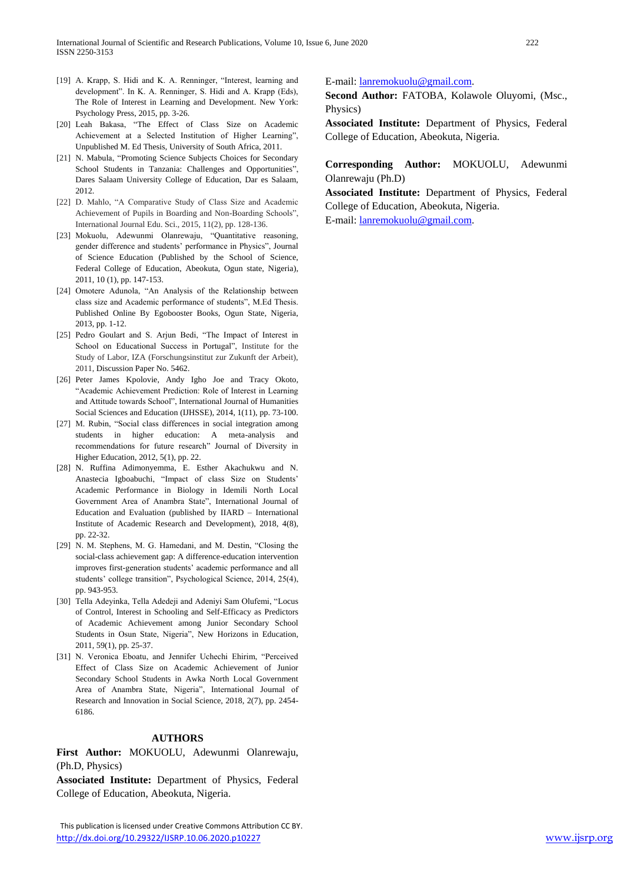[19] A. Krapp, S. Hidi and K. A. Renninger, "Interest, learning and development". In K. A. Renninger, S. Hidi and A. Krapp (Eds), The Role of Interest in Learning and Development. New York: Psychology Press, 2015, pp. 3-26.

[20] Leah Bakasa, "The Effect of Class Size on Academic Achievement at a Selected Institution of Higher Learning", Unpublished M. Ed Thesis, University of South Africa, 2011.

[21] N. Mabula, "Promoting Science Subjects Choices for Secondary School Students in Tanzania: Challenges and Opportunities", Dares Salaam University College of Education, Dar es Salaam, 2012.

[22] D. Mahlo, "A Comparative Study of Class Size and Academic Achievement of Pupils in Boarding and Non-Boarding Schools", International Journal Edu. Sci., 2015, 11(2), pp. 128-136.

[23] Mokuolu, Adewunmi Olanrewaju, "Quantitative reasoning, gender difference and students' performance in Physics", Journal of Science Education (Published by the School of Science, Federal College of Education, Abeokuta, Ogun state, Nigeria), 2011, 10 (1), pp. 147-153.

[24] Omotere Adunola, "An Analysis of the Relationship between class size and Academic performance of students", M.Ed Thesis. Published Online By Egobooster Books, Ogun State, Nigeria, 2013, pp. 1-12.

[25] Pedro Goulart and S. Arjun Bedi, "The Impact of Interest in School on Educational Success in Portugal", Institute for the Study of Labor, IZA (Forschungsinstitut zur Zukunft der Arbeit), 2011, Discussion Paper No. 5462.

[26] Peter James Kpolovie, Andy Igho Joe and Tracy Okoto, "Academic Achievement Prediction: Role of Interest in Learning and Attitude towards School", International Journal of Humanities Social Sciences and Education (IJHSSE), 2014, 1(11), pp. 73-100.

[27] M. Rubin, "Social class differences in social integration among students in higher education: A meta-analysis and recommendations for future research" Journal of Diversity in Higher Education, 2012, 5(1), pp. 22.

[28] N. Ruffina Adimonyemma, E. Esther Akachukwu and N. Anastecia Igboabuchi, "Impact of class Size on Students' Academic Performance in Biology in Idemili North Local Government Area of Anambra State", International Journal of Education and Evaluation (published by IIARD – International Institute of Academic Research and Development), 2018, 4(8), pp. 22-32.

[29] N. M. Stephens, M. G. Hamedani, and M. Destin, "Closing the social-class achievement gap: A difference-education intervention improves first-generation students' academic performance and all students' college transition", Psychological Science, 2014, 25(4), pp. 943-953.

[30] Tella Adeyinka, Tella Adedeji and Adeniyi Sam Olufemi, "Locus of Control, Interest in Schooling and Self-Efficacy as Predictors of Academic Achievement among Junior Secondary School Students in Osun State, Nigeria", New Horizons in Education, 2011, 59(1), pp. 25-37.

[31] N. Veronica Eboatu, and Jennifer Uchechi Ehirim, "Perceived Effect of Class Size on Academic Achievement of Junior Secondary School Students in Awka North Local Government Area of Anambra State, Nigeria", International Journal of Research and Innovation in Social Science, 2018, 2(7), pp. 2454-6186.

## AUTHORS

**First Author:** MOKUOLU, Adewunmi Olanrewaju, (Ph.D, Physics)

**Associated Institute:** Department of Physics, Federal College of Education, Abeokuta, Nigeria.

E-mail: lanremokuolu@gmail.com.

**Second Author:** FATOBA, Kolawole Oluyomi, (Msc., Physics)

**Associated Institute:** Department of Physics, Federal College of Education, Abeokuta, Nigeria.

**Corresponding Author:** MOKUOLU, Adewunmi Olanrewaju (Ph.D)

**Associated Institute:** Department of Physics, Federal College of Education, Abeokuta, Nigeria.

E-mail: lanremokuolu@gmail.com.